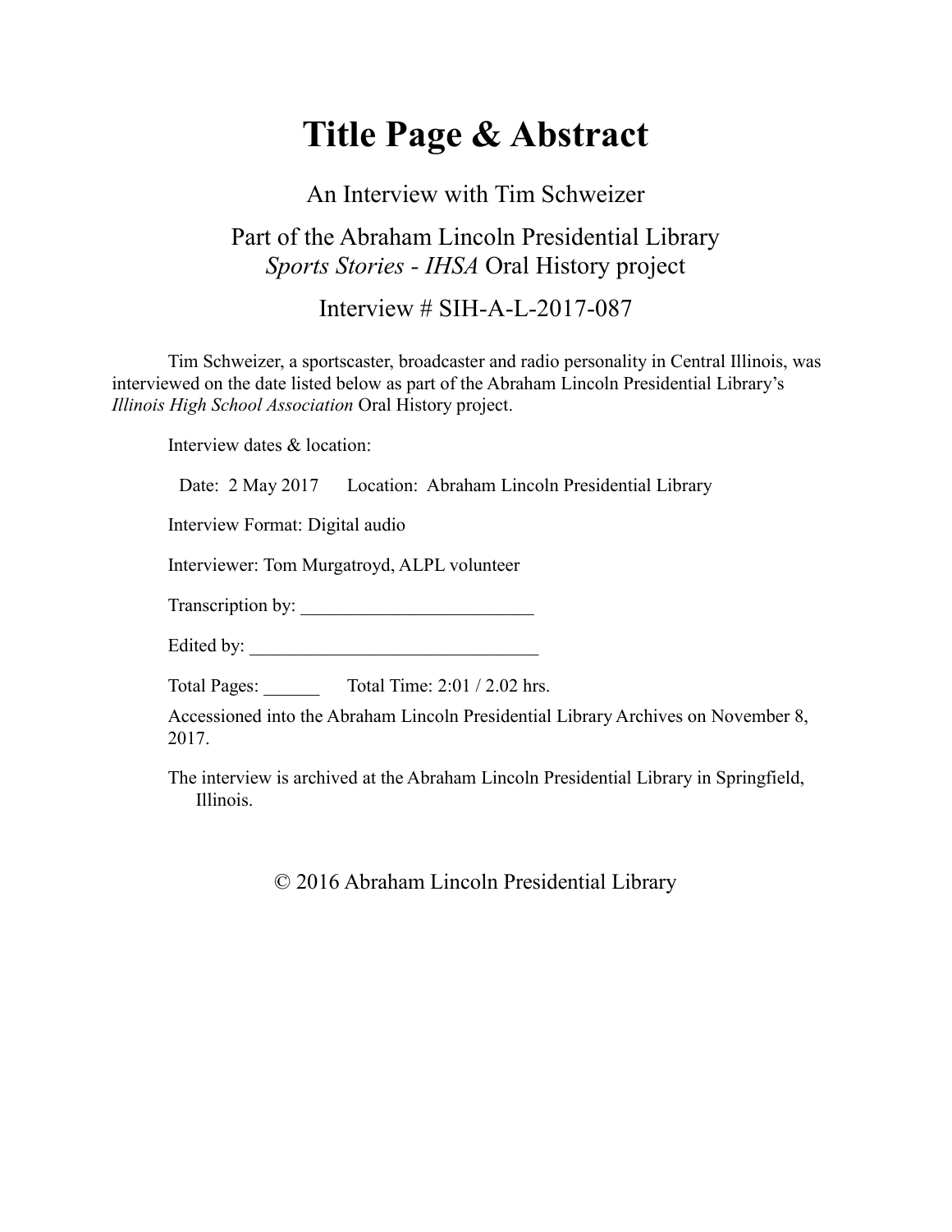# Title Page & Abstract

An Interview with Tim Schweizer

Part of the Abraham Lincoln Presidential Library
*Sports Stories - IHSA* Oral History project

Interview # SIH-A-L-2017-087

Tim Schweizer, a sportscaster, broadcaster and radio personality in Central Illinois, was interviewed on the date listed below as part of the Abraham Lincoln Presidential Library's *Illinois High School Association* Oral History project.

Interview dates & location:

Date: 2 May 2017 Location: Abraham Lincoln Presidential Library

Interview Format: Digital audio

Interviewer: Tom Murgatroyd, ALPL volunteer

Transcription by: _________________________

Edited by: _______________________________

Total Pages: ______ Total Time: 2:01 / 2.02 hrs.

Accessioned into the Abraham Lincoln Presidential Library Archives on November 8, 2017.

The interview is archived at the Abraham Lincoln Presidential Library in Springfield, Illinois.

© 2016 Abraham Lincoln Presidential Library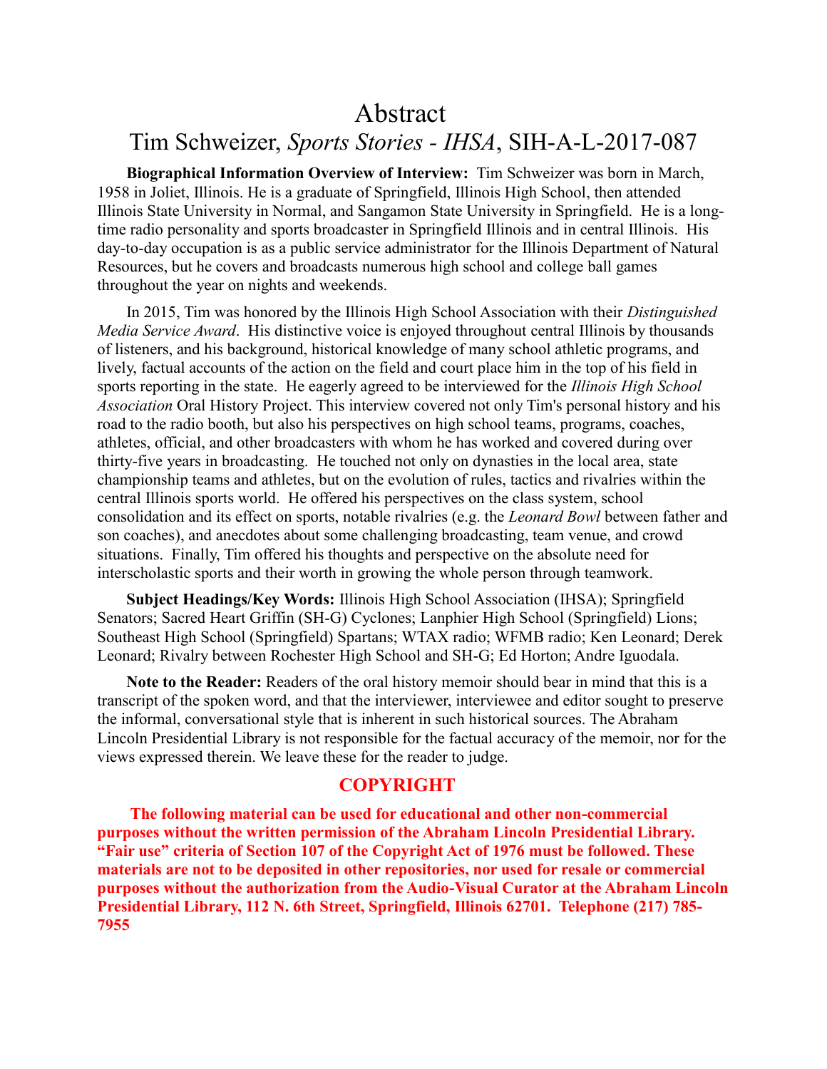# Abstract

## Tim Schweizer, *Sports Stories - IHSA*, SIH-A-L-2017-087

**Biographical Information Overview of Interview:** Tim Schweizer was born in March, 1958 in Joliet, Illinois. He is a graduate of Springfield, Illinois High School, then attended Illinois State University in Normal, and Sangamon State University in Springfield. He is a long-time radio personality and sports broadcaster in Springfield Illinois and in central Illinois. His day-to-day occupation is as a public service administrator for the Illinois Department of Natural Resources, but he covers and broadcasts numerous high school and college ball games throughout the year on nights and weekends.

In 2015, Tim was honored by the Illinois High School Association with their *Distinguished Media Service Award*. His distinctive voice is enjoyed throughout central Illinois by thousands of listeners, and his background, historical knowledge of many school athletic programs, and lively, factual accounts of the action on the field and court place him in the top of his field in sports reporting in the state. He eagerly agreed to be interviewed for the *Illinois High School Association* Oral History Project. This interview covered not only Tim's personal history and his road to the radio booth, but also his perspectives on high school teams, programs, coaches, athletes, official, and other broadcasters with whom he has worked and covered during over thirty-five years in broadcasting. He touched not only on dynasties in the local area, state championship teams and athletes, but on the evolution of rules, tactics and rivalries within the central Illinois sports world. He offered his perspectives on the class system, school consolidation and its effect on sports, notable rivalries (e.g. the *Leonard Bowl* between father and son coaches), and anecdotes about some challenging broadcasting, team venue, and crowd situations. Finally, Tim offered his thoughts and perspective on the absolute need for interscholastic sports and their worth in growing the whole person through teamwork.

**Subject Headings/Key Words:** Illinois High School Association (IHSA); Springfield Senators; Sacred Heart Griffin (SH-G) Cyclones; Lanphier High School (Springfield) Lions; Southeast High School (Springfield) Spartans; WTAX radio; WFMB radio; Ken Leonard; Derek Leonard; Rivalry between Rochester High School and SH-G; Ed Horton; Andre Iguodala.

**Note to the Reader:** Readers of the oral history memoir should bear in mind that this is a transcript of the spoken word, and that the interviewer, interviewee and editor sought to preserve the informal, conversational style that is inherent in such historical sources. The Abraham Lincoln Presidential Library is not responsible for the factual accuracy of the memoir, nor for the views expressed therein. We leave these for the reader to judge.

## COPYRIGHT

**The following material can be used for educational and other non-commercial purposes without the written permission of the Abraham Lincoln Presidential Library. "Fair use" criteria of Section 107 of the Copyright Act of 1976 must be followed. These materials are not to be deposited in other repositories, nor used for resale or commercial purposes without the authorization from the Audio-Visual Curator at the Abraham Lincoln Presidential Library, 112 N. 6th Street, Springfield, Illinois 62701. Telephone (217) 785-7955**